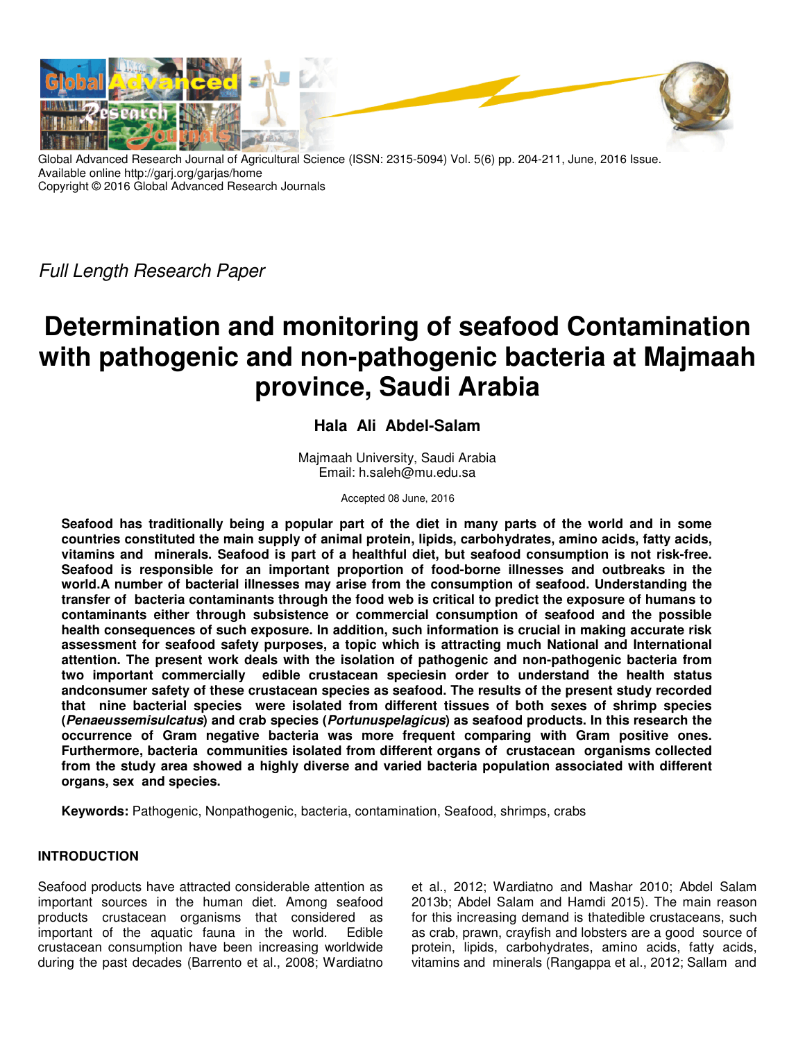Global Advanced Research Journal of Agricultural Science (ISSN: 2315-5094) Vol. 5(6) pp. 204-211, June, 2016 Issue.
Available online http://garj.org/garjas/home
Copyright © 2016 Global Advanced Research Journals

*Full Length Research Paper*

# Determination and monitoring of seafood Contamination with pathogenic and non-pathogenic bacteria at Majmaah province, Saudi Arabia

**Hala Ali Abdel-Salam**

Majmaah University, Saudi Arabia
Email: h.saleh@mu.edu.sa

Accepted 08 June, 2016

**Seafood has traditionally being a popular part of the diet in many parts of the world and in some countries constituted the main supply of animal protein, lipids, carbohydrates, amino acids, fatty acids, vitamins and minerals. Seafood is part of a healthful diet, but seafood consumption is not risk-free. Seafood is responsible for an important proportion of food-borne illnesses and outbreaks in the world.A number of bacterial illnesses may arise from the consumption of seafood. Understanding the transfer of bacteria contaminants through the food web is critical to predict the exposure of humans to contaminants either through subsistence or commercial consumption of seafood and the possible health consequences of such exposure. In addition, such information is crucial in making accurate risk assessment for seafood safety purposes, a topic which is attracting much National and International attention. The present work deals with the isolation of pathogenic and non-pathogenic bacteria from two important commercially edible crustacean speciesin order to understand the health status andconsumer safety of these crustacean species as seafood. The results of the present study recorded that nine bacterial species were isolated from different tissues of both sexes of shrimp species (*Penaeussemisulcatus*) and crab species (*Portunuspelagicus*) as seafood products. In this research the occurrence of Gram negative bacteria was more frequent comparing with Gram positive ones. Furthermore, bacteria communities isolated from different organs of crustacean organisms collected from the study area showed a highly diverse and varied bacteria population associated with different organs, sex and species.**

**Keywords:** Pathogenic, Nonpathogenic, bacteria, contamination, Seafood, shrimps, crabs

## INTRODUCTION

Seafood products have attracted considerable attention as important sources in the human diet. Among seafood products crustacean organisms that considered as important of the aquatic fauna in the world. Edible crustacean consumption have been increasing worldwide during the past decades (Barrento et al., 2008; Wardiatno et al., 2012; Wardiatno and Mashar 2010; Abdel Salam 2013b; Abdel Salam and Hamdi 2015). The main reason for this increasing demand is thatedible crustaceans, such as crab, prawn, crayfish and lobsters are a good source of protein, lipids, carbohydrates, amino acids, fatty acids, vitamins and minerals (Rangappa et al., 2012; Sallam and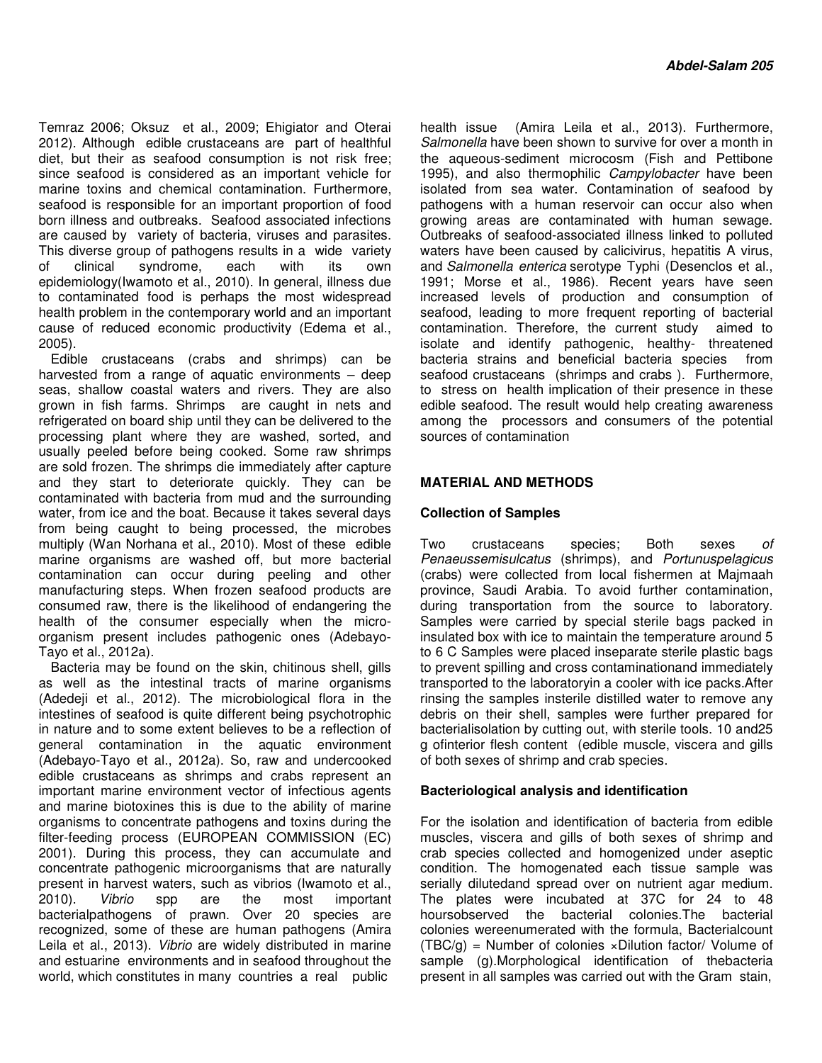Temraz 2006; Oksuz et al., 2009; Ehigiator and Oterai 2012). Although edible crustaceans are part of healthful diet, but their as seafood consumption is not risk free; since seafood is considered as an important vehicle for marine toxins and chemical contamination. Furthermore, seafood is responsible for an important proportion of food born illness and outbreaks. Seafood associated infections are caused by variety of bacteria, viruses and parasites. This diverse group of pathogens results in a wide variety of clinical syndrome, each with its own epidemiology(Iwamoto et al., 2010). In general, illness due to contaminated food is perhaps the most widespread health problem in the contemporary world and an important cause of reduced economic productivity (Edema et al., 2005).

Edible crustaceans (crabs and shrimps) can be harvested from a range of aquatic environments – deep seas, shallow coastal waters and rivers. They are also grown in fish farms. Shrimps are caught in nets and refrigerated on board ship until they can be delivered to the processing plant where they are washed, sorted, and usually peeled before being cooked. Some raw shrimps are sold frozen. The shrimps die immediately after capture and they start to deteriorate quickly. They can be contaminated with bacteria from mud and the surrounding water, from ice and the boat. Because it takes several days from being caught to being processed, the microbes multiply (Wan Norhana et al., 2010). Most of these edible marine organisms are washed off, but more bacterial contamination can occur during peeling and other manufacturing steps. When frozen seafood products are consumed raw, there is the likelihood of endangering the health of the consumer especially when the micro-organism present includes pathogenic ones (Adebayo-Tayo et al., 2012a).

Bacteria may be found on the skin, chitinous shell, gills as well as the intestinal tracts of marine organisms (Adedeji et al., 2012). The microbiological flora in the intestines of seafood is quite different being psychotrophic in nature and to some extent believes to be a reflection of general contamination in the aquatic environment (Adebayo-Tayo et al., 2012a). So, raw and undercooked edible crustaceans as shrimps and crabs represent an important marine environment vector of infectious agents and marine biotoxines this is due to the ability of marine organisms to concentrate pathogens and toxins during the filter-feeding process (EUROPEAN COMMISSION (EC) 2001). During this process, they can accumulate and concentrate pathogenic microorganisms that are naturally present in harvest waters, such as vibrios (Iwamoto et al., 2010). *Vibrio* spp are the most important bacterialpathogens of prawn. Over 20 species are recognized, some of these are human pathogens (Amira Leila et al., 2013). *Vibrio* are widely distributed in marine and estuarine environments and in seafood throughout the world, which constitutes in many countries a real public health issue (Amira Leila et al., 2013). Furthermore, *Salmonella* have been shown to survive for over a month in the aqueous-sediment microcosm (Fish and Pettibone 1995), and also thermophilic *Campylobacter* have been isolated from sea water. Contamination of seafood by pathogens with a human reservoir can occur also when growing areas are contaminated with human sewage. Outbreaks of seafood-associated illness linked to polluted waters have been caused by calicivirus, hepatitis A virus, and *Salmonella enterica* serotype Typhi (Desenclos et al., 1991; Morse et al., 1986). Recent years have seen increased levels of production and consumption of seafood, leading to more frequent reporting of bacterial contamination. Therefore, the current study aimed to isolate and identify pathogenic, healthy- threatened bacteria strains and beneficial bacteria species from seafood crustaceans (shrimps and crabs ). Furthermore, to stress on health implication of their presence in these edible seafood. The result would help creating awareness among the processors and consumers of the potential sources of contamination

## MATERIAL AND METHODS

### Collection of Samples

Two crustaceans species; Both sexes *of Penaeussemisulcatus* (shrimps), and *Portunuspelagicus* (crabs) were collected from local fishermen at Majmaah province, Saudi Arabia. To avoid further contamination, during transportation from the source to laboratory. Samples were carried by special sterile bags packed in insulated box with ice to maintain the temperature around 5 to 6 C Samples were placed inseparate sterile plastic bags to prevent spilling and cross contaminationand immediately transported to the laboratoryin a cooler with ice packs.After rinsing the samples insterile distilled water to remove any debris on their shell, samples were further prepared for bacterialisolation by cutting out, with sterile tools. 10 and25 g ofinterior flesh content (edible muscle, viscera and gills of both sexes of shrimp and crab species.

### Bacteriological analysis and identification

For the isolation and identification of bacteria from edible muscles, viscera and gills of both sexes of shrimp and crab species collected and homogenized under aseptic condition. The homogenated each tissue sample was serially dilutedand spread over on nutrient agar medium. The plates were incubated at 37C for 24 to 48 hoursobserved the bacterial colonies.The bacterial colonies wereenumerated with the formula, Bacterialcount (TBC/g) = Number of colonies ×Dilution factor/ Volume of sample (g).Morphological identification of thebacteria present in all samples was carried out with the Gram stain,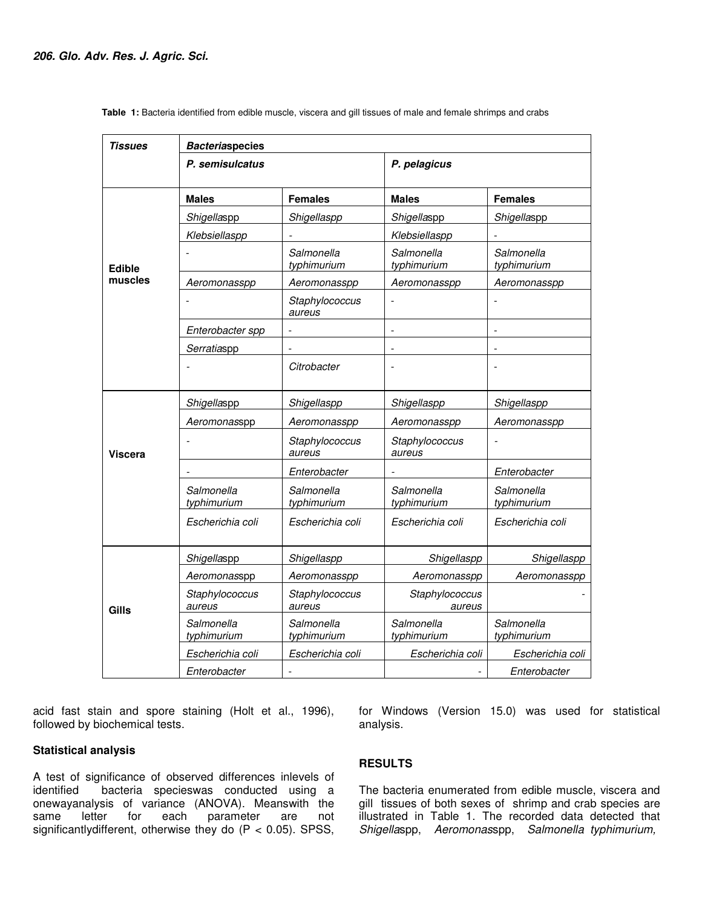**Table 1:** Bacteria identified from edible muscle, viscera and gill tissues of male and female shrimps and crabs

| *Tissues* | *Bacteria species* | | | |
|---|---|---|---|---|
| | *P. semisulcatus* | | *P. pelagicus* | |
| | **Males** | **Females** | **Males** | **Females** |
| **Edible muscles** | *Shigella* spp | *Shigella spp* | *Shigella* spp | *Shigella* spp |
| | *Klebsiella spp* | - | *Klebsiella spp* | - |
| | - | *Salmonella typhimurium* | *Salmonella typhimurium* | *Salmonella typhimurium* |
| | *Aeromonas spp* | *Aeromonas spp* | *Aeromonas spp* | *Aeromonas spp* |
| | - | *Staphylococcus aureus* | - | - |
| | *Enterobacter spp* | - | - | - |
| | *Serratia* spp | - | - | - |
| | - | *Citrobacter* | - | - |
| **Viscera** | *Shigella* spp | *Shigella spp* | *Shigella spp* | *Shigella spp* |
| | *Aeromonas* spp | *Aeromonas spp* | *Aeromonas spp* | *Aeromonas spp* |
| | - | *Staphylococcus aureus* | *Staphylococcus aureus* | - |
| | - | *Enterobacter* | - | *Enterobacter* |
| | *Salmonella typhimurium* | *Salmonella typhimurium* | *Salmonella typhimurium* | *Salmonella typhimurium* |
| | *Escherichia coli* | *Escherichia coli* | *Escherichia coli* | *Escherichia coli* |
| **Gills** | *Shigella* spp | *Shigella spp* | *Shigella spp* | *Shigella spp* |
| | *Aeromonas* spp | *Aeromonas spp* | *Aeromonas spp* | *Aeromonas spp* |
| | *Staphylococcus aureus* | *Staphylococcus aureus* | *Staphylococcus aureus* | - |
| | *Salmonella typhimurium* | *Salmonella typhimurium* | *Salmonella typhimurium* | *Salmonella typhimurium* |
| | *Escherichia coli* | *Escherichia coli* | *Escherichia coli* | *Escherichia coli* |
| | *Enterobacter* | - | - | *Enterobacter* |

acid fast stain and spore staining (Holt et al., 1996), followed by biochemical tests.

**Statistical analysis**

A test of significance of observed differences inlevels of identified bacteria specieswas conducted using a onewayanalysis of variance (ANOVA). Meanswith the same letter for each parameter are not significantlydifferent, otherwise they do ($P < 0.05$). SPSS, for Windows (Version 15.0) was used for statistical analysis.

## RESULTS

The bacteria enumerated from edible muscle, viscera and gill tissues of both sexes of shrimp and crab species are illustrated in Table 1. The recorded data detected that *Shigella* spp, *Aeromonas* spp, *Salmonella typhimurium,*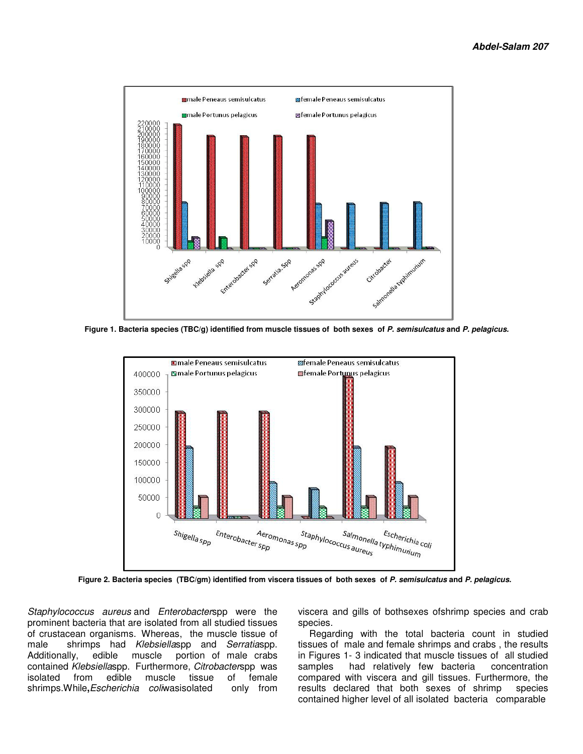Figure 1. Bacteria species (TBC/g) identified from muscle tissues of both sexes of *P. semisulcatus* and *P. pelagicus.*

Figure 2. Bacteria species (TBC/gm) identified from viscera tissues of both sexes of *P. semisulcatus* and *P. pelagicus.*

*Staphylococcus aureus* and *Enterobacter*spp were the prominent bacteria that are isolated from all studied tissues of crustacean organisms. Whereas, the muscle tissue of male shrimps had *Klebsiella*spp and *Serratia*spp. Additionally, edible muscle portion of male crabs contained *Klebsiella*spp. Furthermore, *Citrobacter*spp was isolated from edible muscle tissue of female shrimps.While**,** *Escherichia coli*wasisolated only from viscera and gills of bothsexes ofshrimp species and crab species.

Regarding with the total bacteria count in studied tissues of male and female shrimps and crabs , the results in Figures 1- 3 indicated that muscle tissues of all studied samples had relatively few bacteria concentration compared with viscera and gill tissues. Furthermore, the results declared that both sexes of shrimp species contained higher level of all isolated bacteria comparable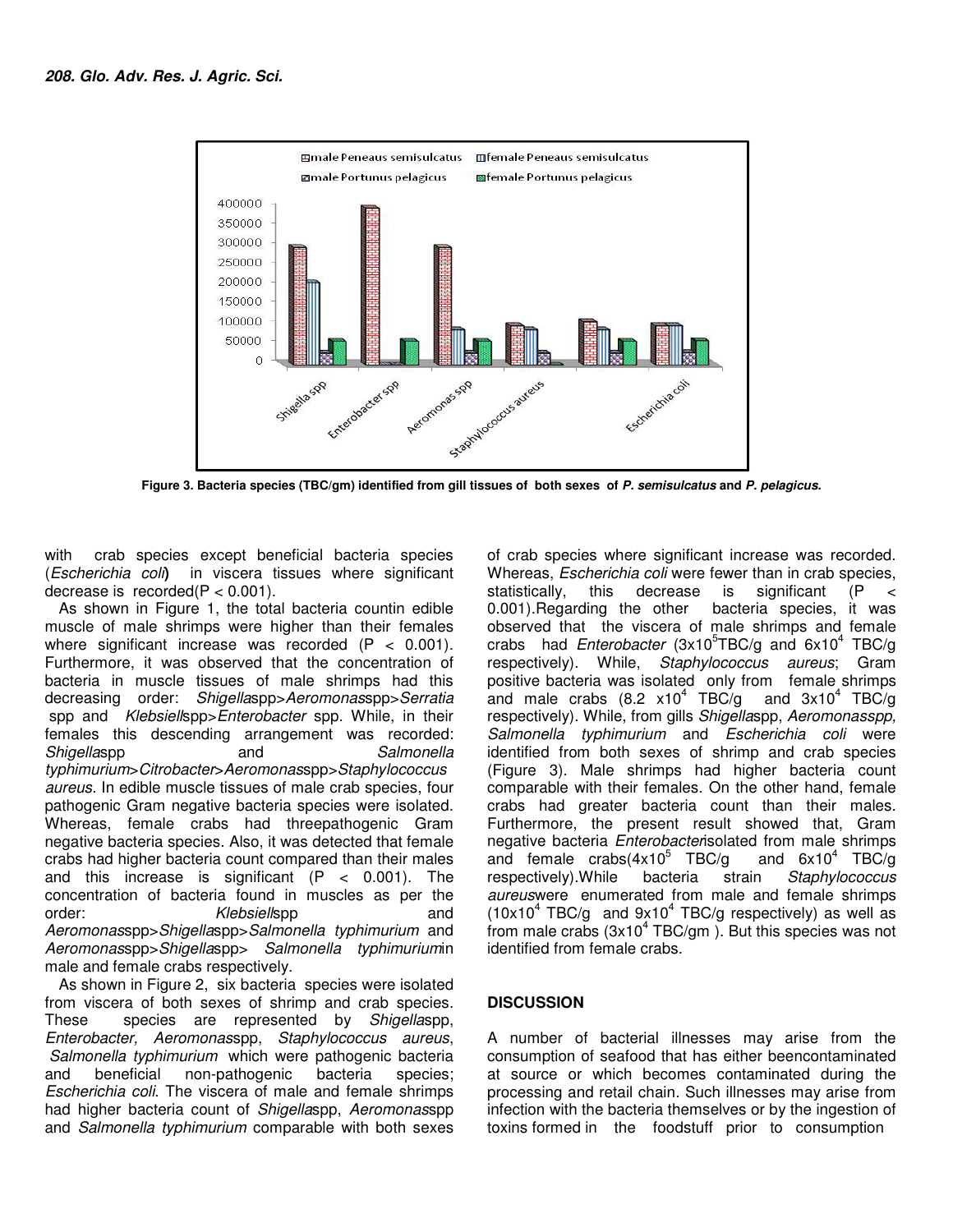Figure 3. Bacteria species (TBC/gm) identified from gill tissues of both sexes of *P. semisulcatus* and *P. pelagicus.*

with crab species except beneficial bacteria species (*Escherichia coli*) in viscera tissues where significant decrease is recorded($P < 0.001$).

As shown in Figure 1, the total bacteria countin edible muscle of male shrimps were higher than their females where significant increase was recorded ($P < 0.001$). Furthermore, it was observed that the concentration of bacteria in muscle tissues of male shrimps had this decreasing order: *Shigella*spp>*Aeromonas*spp>*Serratia* spp and *Klebsiell*spp>*Enterobacter* spp. While, in their females this descending arrangement was recorded: *Shigella*spp and *Salmonella typhimurium*>*Citrobacter*>*Aeromonas*spp>*Staphylococcus aureus*. In edible muscle tissues of male crab species, four pathogenic Gram negative bacteria species were isolated. Whereas, female crabs had threepathogenic Gram negative bacteria species. Also, it was detected that female crabs had higher bacteria count compared than their males and this increase is significant ($P < 0.001$). The concentration of bacteria found in muscles as per the order: *Klebsiell*spp and *Aeromonas*spp>*Shigella*spp>*Salmonella typhimurium* and *Aeromonas*spp>*Shigella*spp> *Salmonella typhimurium*in male and female crabs respectively.

As shown in Figure 2, six bacteria species were isolated from viscera of both sexes of shrimp and crab species. These species are represented by *Shigella*spp, *Enterobacter, Aeromonas*spp, *Staphylococcus aureus*, *Salmonella typhimurium* which were pathogenic bacteria and beneficial non-pathogenic bacteria species; *Escherichia coli*. The viscera of male and female shrimps had higher bacteria count of *Shigella*spp, *Aeromonas*spp and *Salmonella typhimurium* comparable with both sexes of crab species where significant increase was recorded. Whereas, *Escherichia coli* were fewer than in crab species, statistically, this decrease is significant ($P < 0.001$).Regarding the other bacteria species, it was observed that the viscera of male shrimps and female crabs had *Enterobacter* ($3x10^5$TBC/g and $6x10^4$ TBC/g respectively). While, *Staphylococcus aureus*; Gram positive bacteria was isolated only from female shrimps and male crabs ($8.2 \ x10^4$ TBC/g and $3x10^4$ TBC/g respectively). While, from gills *Shigella*spp, *Aeromonasspp, Salmonella typhimurium* and *Escherichia coli* were identified from both sexes of shrimp and crab species (Figure 3). Male shrimps had higher bacteria count comparable with their females. On the other hand, female crabs had greater bacteria count than their males. Furthermore, the present result showed that, Gram negative bacteria *Enterobacter*isolated from male shrimps and female crabs($4x10^5$ TBC/g and $6x10^4$ TBC/g respectively).While bacteria strain *Staphylococcus aureus*were enumerated from male and female shrimps ($10x10^4$ TBC/g and $9x10^4$ TBC/g respectively) as well as from male crabs ($3x10^4$ TBC/gm ). But this species was not identified from female crabs.

## DISCUSSION

A number of bacterial illnesses may arise from the consumption of seafood that has either beencontaminated at source or which becomes contaminated during the processing and retail chain. Such illnesses may arise from infection with the bacteria themselves or by the ingestion of toxins formed in the foodstuff prior to consumption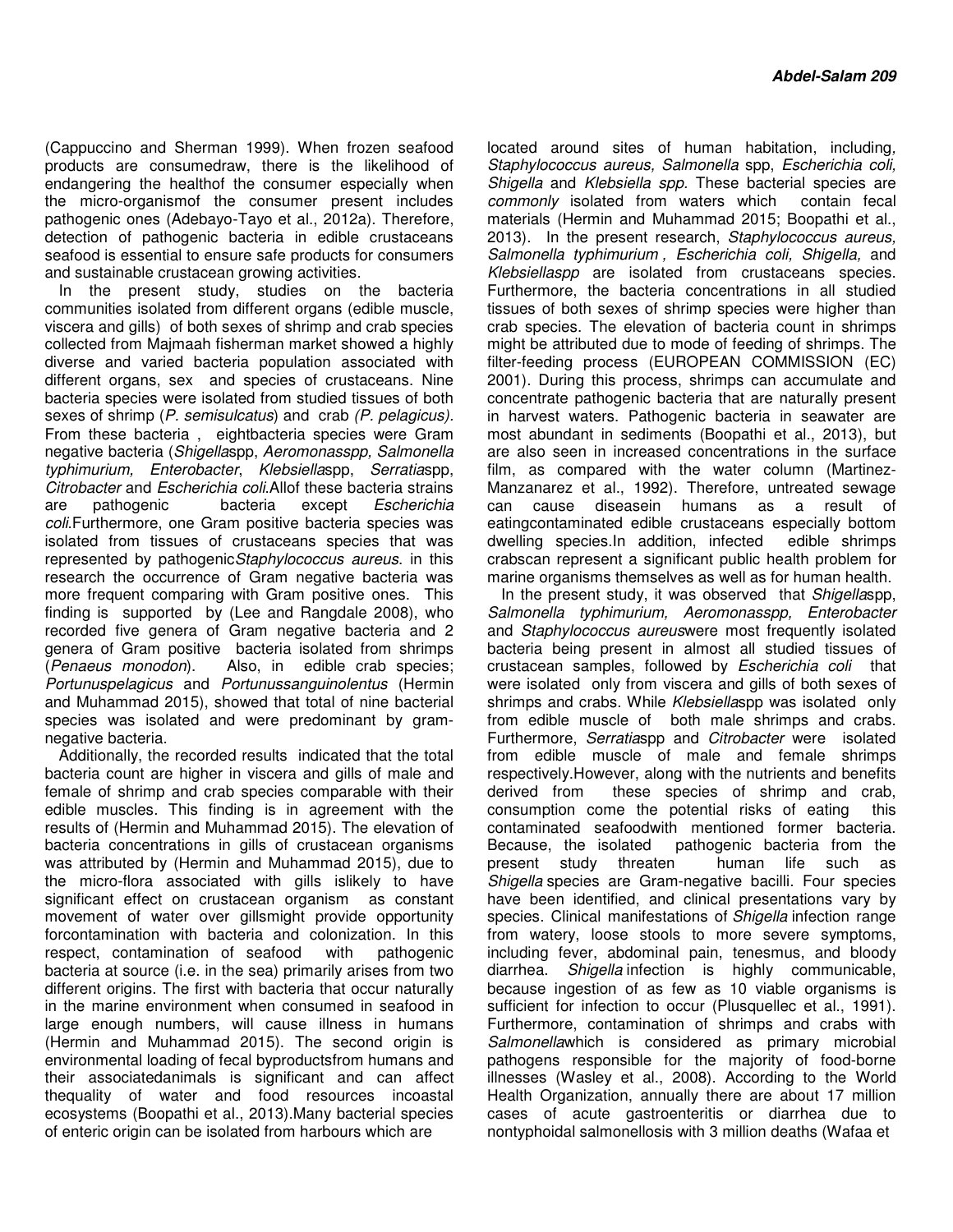(Cappuccino and Sherman 1999). When frozen seafood products are consumedraw, there is the likelihood of endangering the healthof the consumer especially when the micro-organismof the consumer present includes pathogenic ones (Adebayo-Tayo et al., 2012a). Therefore, detection of pathogenic bacteria in edible crustaceans seafood is essential to ensure safe products for consumers and sustainable crustacean growing activities.

In the present study, studies on the bacteria communities isolated from different organs (edible muscle, viscera and gills) of both sexes of shrimp and crab species collected from Majmaah fisherman market showed a highly diverse and varied bacteria population associated with different organs, sex and species of crustaceans. Nine bacteria species were isolated from studied tissues of both sexes of shrimp (*P. semisulcatus*) and crab *(P. pelagicus).* From these bacteria , eightbacteria species were Gram negative bacteria (*Shigella*spp, *Aeromonas*spp, *Salmonella typhimurium, Enterobacter*, *Klebsiella*spp, *Serratia*spp, *Citrobacter* and *Escherichia coli*.Allof these bacteria strains are pathogenic bacteria except *Escherichia coli*.Furthermore, one Gram positive bacteria species was isolated from tissues of crustaceans species that was represented by pathogenic*Staphylococcus aureus*. in this research the occurrence of Gram negative bacteria was more frequent comparing with Gram positive ones. This finding is supported by (Lee and Rangdale 2008), who recorded five genera of Gram negative bacteria and 2 genera of Gram positive bacteria isolated from shrimps (*Penaeus monodon*). Also, in edible crab species; *Portunuspelagicus* and *Portunussanguinolentus* (Hermin and Muhammad 2015), showed that total of nine bacterial species was isolated and were predominant by gram-negative bacteria.

Additionally, the recorded results indicated that the total bacteria count are higher in viscera and gills of male and female of shrimp and crab species comparable with their edible muscles. This finding is in agreement with the results of (Hermin and Muhammad 2015). The elevation of bacteria concentrations in gills of crustacean organisms was attributed by (Hermin and Muhammad 2015), due to the micro-flora associated with gills islikely to have significant effect on crustacean organism as constant movement of water over gillsmight provide opportunity forcontamination with bacteria and colonization. In this respect, contamination of seafood with pathogenic bacteria at source (i.e. in the sea) primarily arises from two different origins. The first with bacteria that occur naturally in the marine environment when consumed in seafood in large enough numbers, will cause illness in humans (Hermin and Muhammad 2015). The second origin is environmental loading of fecal byproductsfrom humans and their associatedanimals is significant and can affect thequality of water and food resources incoastal ecosystems (Boopathi et al., 2013).Many bacterial species of enteric origin can be isolated from harbours which are located around sites of human habitation, including, *Staphylococcus aureus, Salmonella* spp, *Escherichia coli, Shigella* and *Klebsiella spp*. These bacterial species are *commonly* isolated from waters which contain fecal materials (Hermin and Muhammad 2015; Boopathi et al., 2013). In the present research, *Staphylococcus aureus, Salmonella typhimurium , Escherichia coli, Shigella,* and *Klebsiellaspp* are isolated from crustaceans species. Furthermore, the bacteria concentrations in all studied tissues of both sexes of shrimp species were higher than crab species. The elevation of bacteria count in shrimps might be attributed due to mode of feeding of shrimps. The filter-feeding process (EUROPEAN COMMISSION (EC) 2001). During this process, shrimps can accumulate and concentrate pathogenic bacteria that are naturally present in harvest waters. Pathogenic bacteria in seawater are most abundant in sediments (Boopathi et al., 2013), but are also seen in increased concentrations in the surface film, as compared with the water column (Martinez-Manzanarez et al., 1992). Therefore, untreated sewage can cause diseasein humans as a result of eatingcontaminated edible crustaceans especially bottom dwelling species.In addition, infected edible shrimps crabscan represent a significant public health problem for marine organisms themselves as well as for human health.

In the present study, it was observed that *Shigella*spp, *Salmonella typhimurium, Aeromonas*spp, *Enterobacter* and *Staphylococcus aureus*were most frequently isolated bacteria being present in almost all studied tissues of crustacean samples, followed by *Escherichia coli* that were isolated only from viscera and gills of both sexes of shrimps and crabs. While *Klebsiella*spp was isolated only from edible muscle of both male shrimps and crabs. Furthermore, *Serratia*spp and *Citrobacter* were isolated from edible muscle of male and female shrimps respectively.However, along with the nutrients and benefits derived from these species of shrimp and crab, consumption come the potential risks of eating this contaminated seafoodwith mentioned former bacteria. Because, the isolated pathogenic bacteria from the present study threaten human life such as *Shigella* species are Gram-negative bacilli. Four species have been identified, and clinical presentations vary by species. Clinical manifestations of *Shigella* infection range from watery, loose stools to more severe symptoms, including fever, abdominal pain, tenesmus, and bloody diarrhea. *Shigella* infection is highly communicable, because ingestion of as few as 10 viable organisms is sufficient for infection to occur (Plusquellec et al., 1991). Furthermore, contamination of shrimps and crabs with *Salmonella*which is considered as primary microbial pathogens responsible for the majority of food-borne illnesses (Wasley et al., 2008). According to the World Health Organization, annually there are about 17 million cases of acute gastroenteritis or diarrhea due to nontyphoidal salmonellosis with 3 million deaths (Wafaa et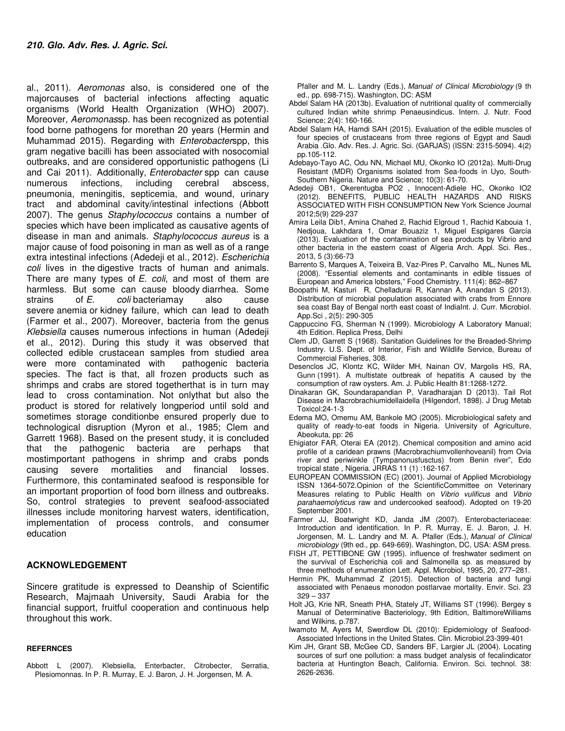al., 2011). *Aeromonas* also, is considered one of the majorcauses of bacterial infections affecting aquatic organisms (World Health Organization (WHO) 2007). Moreover, *Aeromonas*sp. has been recognized as potential food borne pathogens for morethan 20 years (Hermin and Muhammad 2015). Regarding with *Enterobacter*spp, this gram negative bacilli has been associated with nosocomial outbreaks, and are considered opportunistic pathogens (Li and Cai 2011). Additionally, *Enterobacter* spp can cause numerous infections, including cerebral abscess, pneumonia, meningitis, septicemia, and wound, urinary tract and abdominal cavity/intestinal infections (Abbott 2007). The genus *Staphylococcus* contains a number of species which have been implicated as causative agents of disease in man and animals. *Staphylococcus aureus* is a major cause of food poisoning in man as well as of a range extra intestinal infections (Adedeji et al., 2012). *Escherichia coli* lives in the digestive tracts of human and animals. There are many types of *E. coli*, and most of them are harmless. But some can cause bloody diarrhea. Some strains of *E. coli* bacteriamay also cause severe anemia or kidney failure, which can lead to death (Farmer et al., 2007). Moreover, bacteria from the genus *Klebsiella* causes numerous infections in human (Adedeji et al., 2012). During this study it was observed that collected edible crustacean samples from studied area were more contaminated with pathogenic bacteria species. The fact is that, all frozen products such as shrimps and crabs are stored togetherthat is in turn may lead to cross contamination. Not onlythat but also the product is stored for relatively longperiod until sold and sometimes storage conditionbe ensured properly due to technological disruption (Myron et al., 1985; Clem and Garrett 1968). Based on the present study, it is concluded that the pathogenic bacteria are perhaps that mostimportant pathogens in shrimp and crabs ponds causing severe mortalities and financial losses. Furthermore, this contaminated seafood is responsible for an important proportion of food born illness and outbreaks. So, control strategies to prevent seafood-associated illnesses include monitoring harvest waters, identification, implementation of process controls, and consumer education

## ACKNOWLEDGEMENT

Sincere gratitude is expressed to Deanship of Scientific Research, Majmaah University, Saudi Arabia for the financial support, fruitful cooperation and continuous help throughout this work.

### REFERNCES

Abbott L (2007). Klebsiella, Enterbacter, Citrobecter, Serratia, Plesiomonnas. In P. R. Murray, E. J. Baron, J. H. Jorgensen, M. A. Pfaller and M. L. Landry (Eds.), *Manual of Clinical Microbiology* (9 th ed., pp. 698-715). Washington, DC: ASM

Abdel Salam HA (2013b). Evaluation of nutritional quality of commercially cultured Indian white shrimp Penaeusindicus. Intern. J. Nutr. Food Science; 2(4): 160-166.

Abdel Salam HA, Hamdi SAH (2015). Evaluation of the edible muscles of four species of crustaceans from three regions of Egypt and Saudi Arabia .Glo. Adv. Res. J. Agric. Sci. (GARJAS) (ISSN: 2315-5094). 4(2) pp.105-112.

Adebayo-Tayo AC, Odu NN, Michael MU, Okonko IO (2012a). Multi-Drug Resistant (MDR) Organisms isolated from Sea-foods in Uyo, South-Southern Nigeria. Nature and Science; 10(3): 61-70.

Adedeji OB1, Okerentugba PO2 , Innocent-Adiele HC, Okonko IO2 (2012). BENEFITS, PUBLIC HEALTH HAZARDS AND RISKS ASSOCIATED WITH FISH CONSUMPTION New York Science Journal 2012;5(9) 229-237

Amira Leila Dib1, Amina Chahed 2, Rachid Elgroud 1, Rachid Kabouia 1, Nedjoua, Lakhdara 1, Omar Bouaziz 1, Miguel Espigares García (2013). Evaluation of the contamination of sea products by Vibrio and other bacteria in the eastern coast of Algeria Arch. Appl. Sci. Res., 2013, 5 (3):66-73

Barrento S, Marques A, Teixeira B, Vaz-Pires P, Carvalho ML, Nunes ML (2008). "Essential elements and contaminants in edible tissues of European and America lobsters," Food Chemistry. 111(4): 862–867

Boopathi M, Kasturi R, Chelladurai R, Kannan A, Anandan S (2013). Distribution of microbial population associated with crabs from Ennore sea coast Bay of Bengal north east coast of IndiaInt. J. Curr. Microbiol. App.Sci , 2(5): 290-305

Cappuccino FG, Sherman N (1999). Microbiology A Laboratory Manual; 4th Edition. Replica Press, Delhi

Clem JD, Garrett S (1968). Sanitation Guidelines for the Breaded-Shrimp Industry. U.S. Dept. of Interior, Fish and Wildlife Service, Bureau of Commercial Fisheries, 308.

Desenclos JC, Klontz KC, Wilder MH, Nainan OV, Margolis HS, RA, Gunn (1991). A multistate outbreak of hepatitis A caused by the consumption of raw oysters. Am. J. Public Health 81:1268-1272.

Dinakaran GK, Soundarapandian P, Varadharajan D (2013). Tail Rot Disease in Macrobrachiumidellaidella (Hilgendorf, 1898). J Drug Metab Toxicol:24-1-3

Edema MO, Omemu AM, Bankole MO (2005). Microbiological safety and quality of ready-to-eat foods in Nigeria. University of Agriculture, Abeokuta, pp: 26

Ehigiator FAR, Oterai EA (2012). Chemical composition and amino acid profile of a caridean prawns (Macrobrachiumvollenhoveanil) from Ovia river and periwinkle (Tympanonusfusctus) from Benin river", Edo tropical state , Nigeria. JRRAS 11 (1) :162-167.

EUROPEAN COMMISSION (EC) (2001). Journal of Applied Microbiology ISSN 1364-5072.Opinion of the ScientificCommittee on Veterinary Measures relating to Public Health on *Vibrio vulificus* and *Vibrio parahaemolyticus* raw and undercooked seafood). Adopted on 19-20 September 2001.

Farmer JJ, Boatwright KD, Janda JM (2007). Enterobacteriaceae: Introduction and identification. In P. R. Murray, E. J. Baron, J. H. Jorgensen, M. L. Landry and M. A. Pfaller (Eds.), *Manual of Clinical microbiology* (9th ed., pp. 649-669). Washington, DC, USA: ASM press.

FISH JT, PETTIBONE GW (1995). influence of freshwater sediment on the survival of Escherichia coli and Salmonella sp. as measured by three methods of enumeration Lett. Appl. Microbiol, 1995, 20, 277–281.

Hermin PK, Muhammad Z (2015). Detection of bacteria and fungi associated with Penaeus monodon postlarvae mortality. Envir. Sci. 23 329 – 337

Holt JG, Krie NR, Sneath PHA, Stately JT, Williams ST (1996). Bergey s Manual of Determinative Bacteriology, 9th Edition, BaltimoreWilliams and Wilkins, p.787.

Iwamoto M, Ayers M, Swerdlow DL (2010): Epidemiology of Seafood-Associated Infections in the United States. Clin. Microbiol.23-399-401

Kim JH, Grant SB, McGee CD, Sanders BF, Largier JL (2004). Locating sources of surf one pollution: a mass budget analysis of fecalindicator bacteria at Huntington Beach, California. Environ. Sci. technol. 38: 2626-2636.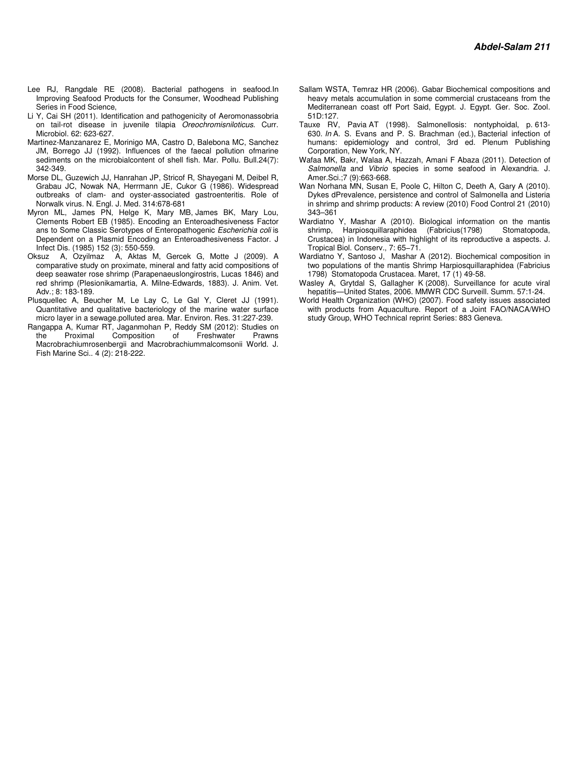Lee RJ, Rangdale RE (2008). Bacterial pathogens in seafood.In Improving Seafood Products for the Consumer, Woodhead Publishing Series in Food Science,

Li Y, Cai SH (2011). Identification and pathogenicity of Aeromonassobria on tail-rot disease in juvenile tilapia *Oreochromisniloticus*. Curr. Microbiol. 62: 623-627.

Martinez-Manzanarez E, Morinigo MA, Castro D, Balebona MC, Sanchez JM, Borrego JJ (1992). Influences of the faecal pollution ofmarine sediments on the microbialcontent of shell fish. Mar. Pollu. Bull.24(7): 342-349.

Morse DL, Guzewich JJ, Hanrahan JP, Stricof R, Shayegani M, Deibel R, Grabau JC, Nowak NA, Herrmann JE, Cukor G (1986). Widespread outbreaks of clam- and oyster-associated gastroenteritis. Role of Norwalk virus. N. Engl. J. Med. 314:678-681

Myron ML, James PN, Helge K, Mary MB, James BK, Mary Lou, Clements Robert EB (1985). Encoding an Enteroadhesiveness Factor ans to Some Classic Serotypes of Enteropathogenic *Escherichia coli* is Dependent on a Plasmid Encoding an Enteroadhesiveness Factor. J Infect Dis. (1985) 152 (3): 550-559.

Oksuz A, Ozyilmaz A, Aktas M, Gercek G, Motte J (2009). A comparative study on proximate, mineral and fatty acid compositions of deep seawater rose shrimp (Parapenaeuslongirostris, Lucas 1846) and red shrimp (Plesionikamartia, A. Milne-Edwards, 1883). J. Anim. Vet. Adv.; 8: 183-189.

Plusquellec A, Beucher M, Le Lay C, Le Gal Y, Cleret JJ (1991). Quantitative and qualitative bacteriology of the marine water surface micro layer in a sewage.polluted area. Mar. Environ. Res. 31:227-239.

Rangappa A, Kumar RT, Jaganmohan P, Reddy SM (2012): Studies on the Proximal Composition of Freshwater Prawns Macrobrachiumrosenbergii and Macrobrachiummalcomsonii World. J. Fish Marine Sci.. 4 (2): 218-222.

Sallam WSTA, Temraz HR (2006). Gabar Biochemical compositions and heavy metals accumulation in some commercial crustaceans from the Mediterranean coast off Port Said, Egypt. J. Egypt. Ger. Soc. Zool. 51D:127.

Tauxe RV, Pavia AT (1998). Salmonellosis: nontyphoidal, p. 613-630. *In* A. S. Evans and P. S. Brachman (ed.), Bacterial infection of humans: epidemiology and control, 3rd ed. Plenum Publishing Corporation, New York, NY.

Wafaa MK, Bakr, Walaa A, Hazzah, Amani F Abaza (2011). Detection of *Salmonella* and *Vibrio* species in some seafood in Alexandria. J. Amer.Sci.;7 (9):663-668.

Wan Norhana MN, Susan E, Poole C, Hilton C, Deeth A, Gary A (2010). Dykes dPrevalence, persistence and control of Salmonella and Listeria in shrimp and shrimp products: A review (2010) Food Control 21 (2010) 343–361

Wardiatno Y, Mashar A (2010). Biological information on the mantis shrimp, Harpiosquillaraphidea (Fabricius(1798) Stomatopoda, Crustacea) in Indonesia with highlight of its reproductive a spects. J. Tropical Biol. Conserv., 7: 65–71.

Wardiatno Y, Santoso J, Mashar A (2012). Biochemical composition in two populations of the mantis Shrimp Harpiosquillaraphidea (Fabricius 1798) Stomatopoda Crustacea. Maret, 17 (1) 49-58.

Wasley A, Grytdal S, Gallagher K (2008). Surveillance for acute viral hepatitis—United States, 2006. MMWR CDC Surveill. Summ. 57:1-24.

World Health Organization (WHO) (2007). Food safety issues associated with products from Aquaculture. Report of a Joint FAO/NACA/WHO study Group, WHO Technical reprint Series: 883 Geneva.